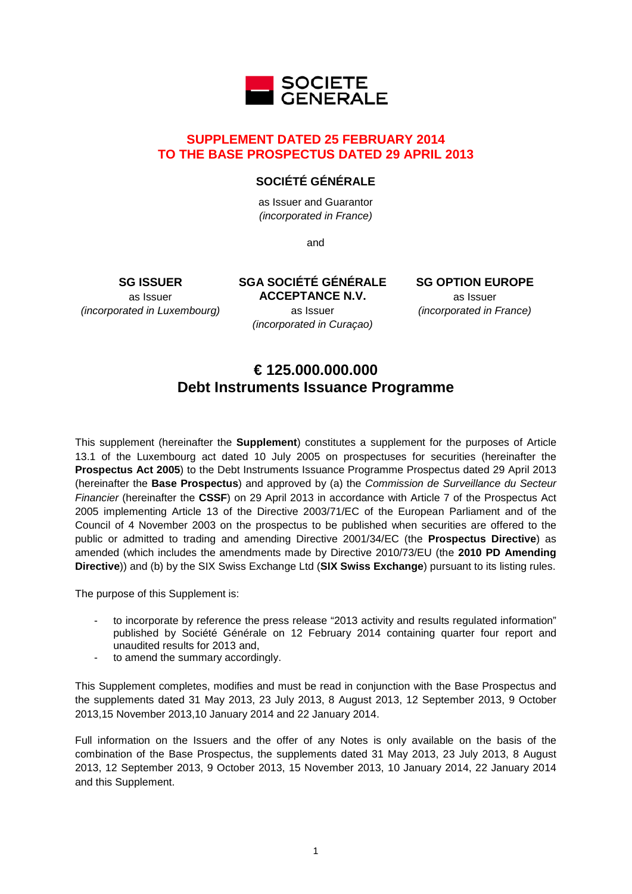SOCIETE GENERALE

## SUPPLEMENT DATED 25 FEBRUARY 2014
## TO THE BASE PROSPECTUS DATED 29 APRIL 2013

**SOCIÉTÉ GÉNÉRALE**

as Issuer and Guarantor
*(incorporated in France)*

and

**SG ISSUER**
as Issuer
*(incorporated in Luxembourg)*

**SGA SOCIÉTÉ GÉNÉRALE ACCEPTANCE N.V.**
as Issuer
*(incorporated in Curaçao)*

**SG OPTION EUROPE**
as Issuer
*(incorporated in France)*

# € 125.000.000.000
# Debt Instruments Issuance Programme

This supplement (hereinafter the **Supplement**) constitutes a supplement for the purposes of Article 13.1 of the Luxembourg act dated 10 July 2005 on prospectuses for securities (hereinafter the **Prospectus Act 2005**) to the Debt Instruments Issuance Programme Prospectus dated 29 April 2013 (hereinafter the **Base Prospectus**) and approved by (a) the *Commission de Surveillance du Secteur Financier* (hereinafter the **CSSF**) on 29 April 2013 in accordance with Article 7 of the Prospectus Act 2005 implementing Article 13 of the Directive 2003/71/EC of the European Parliament and of the Council of 4 November 2003 on the prospectus to be published when securities are offered to the public or admitted to trading and amending Directive 2001/34/EC (the **Prospectus Directive**) as amended (which includes the amendments made by Directive 2010/73/EU (the **2010 PD Amending Directive**)) and (b) by the SIX Swiss Exchange Ltd (**SIX Swiss Exchange**) pursuant to its listing rules.

The purpose of this Supplement is:

- to incorporate by reference the press release "2013 activity and results regulated information" published by Société Générale on 12 February 2014 containing quarter four report and unaudited results for 2013 and,
- to amend the summary accordingly.

This Supplement completes, modifies and must be read in conjunction with the Base Prospectus and the supplements dated 31 May 2013, 23 July 2013, 8 August 2013, 12 September 2013, 9 October 2013,15 November 2013,10 January 2014 and 22 January 2014.

Full information on the Issuers and the offer of any Notes is only available on the basis of the combination of the Base Prospectus, the supplements dated 31 May 2013, 23 July 2013, 8 August 2013, 12 September 2013, 9 October 2013, 15 November 2013, 10 January 2014, 22 January 2014 and this Supplement.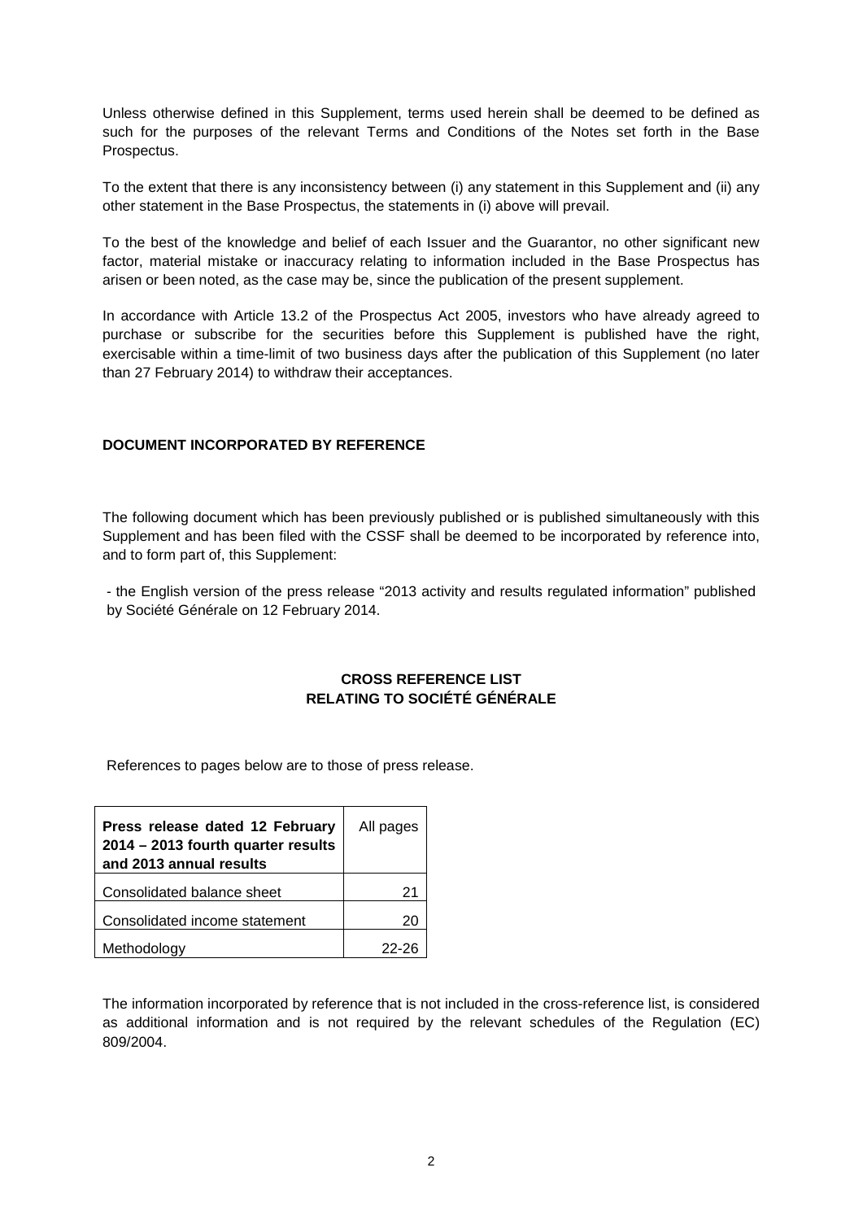Unless otherwise defined in this Supplement, terms used herein shall be deemed to be defined as such for the purposes of the relevant Terms and Conditions of the Notes set forth in the Base Prospectus.

To the extent that there is any inconsistency between (i) any statement in this Supplement and (ii) any other statement in the Base Prospectus, the statements in (i) above will prevail.

To the best of the knowledge and belief of each Issuer and the Guarantor, no other significant new factor, material mistake or inaccuracy relating to information included in the Base Prospectus has arisen or been noted, as the case may be, since the publication of the present supplement.

In accordance with Article 13.2 of the Prospectus Act 2005, investors who have already agreed to purchase or subscribe for the securities before this Supplement is published have the right, exercisable within a time-limit of two business days after the publication of this Supplement (no later than 27 February 2014) to withdraw their acceptances.

**DOCUMENT INCORPORATED BY REFERENCE**

The following document which has been previously published or is published simultaneously with this Supplement and has been filed with the CSSF shall be deemed to be incorporated by reference into, and to form part of, this Supplement:

- the English version of the press release "2013 activity and results regulated information" published by Société Générale on 12 February 2014.

**CROSS REFERENCE LIST**
**RELATING TO SOCIÉTÉ GÉNÉRALE**

References to pages below are to those of press release.

| **Press release dated 12 February 2014 – 2013 fourth quarter results and 2013 annual results** | All pages |
|---|---|
| Consolidated balance sheet | 21 |
| Consolidated income statement | 20 |
| Methodology | 22-26 |

The information incorporated by reference that is not included in the cross-reference list, is considered as additional information and is not required by the relevant schedules of the Regulation (EC) 809/2004.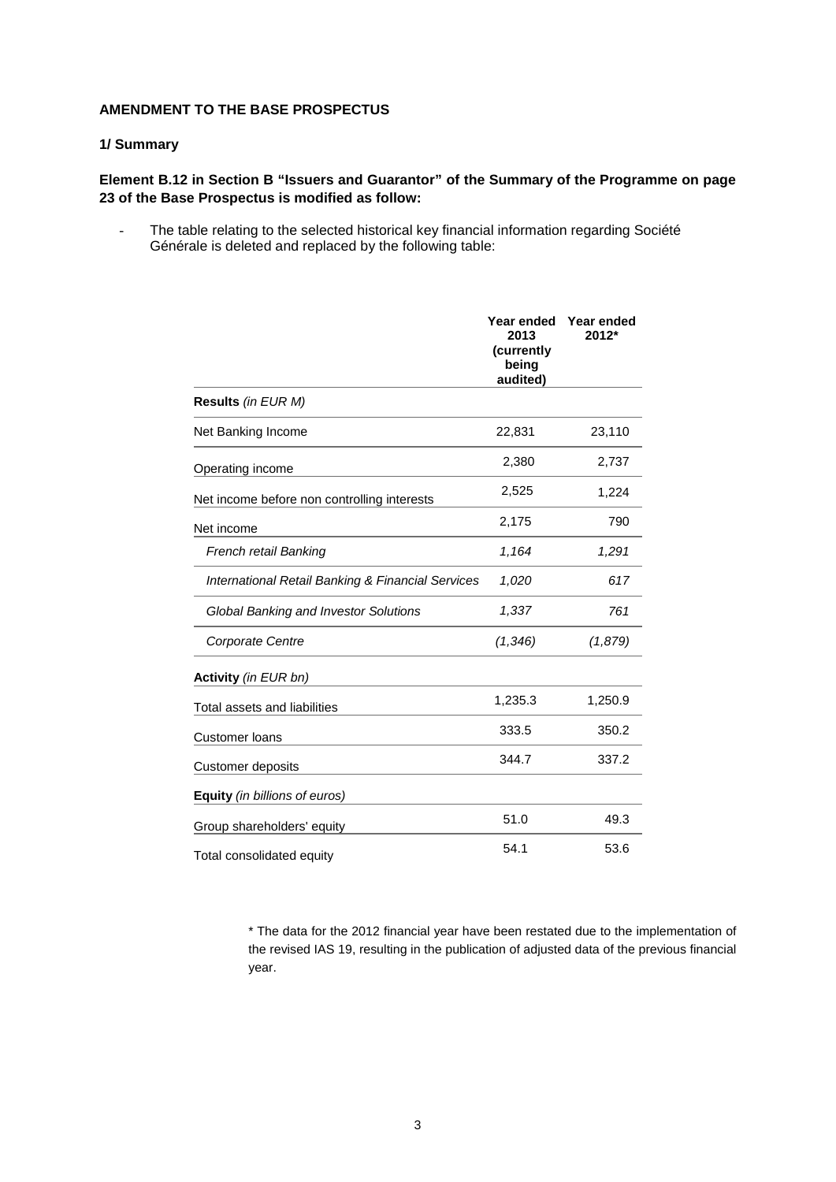**AMENDMENT TO THE BASE PROSPECTUS**

**1/ Summary**

**Element B.12 in Section B "Issuers and Guarantor" of the Summary of the Programme on page 23 of the Base Prospectus is modified as follow:**

- The table relating to the selected historical key financial information regarding Société Générale is deleted and replaced by the following table:

| | **Year ended 2013 (currently being audited)** | **Year ended 2012*** |
|---|---|---|
| **Results** *(in EUR M)* | | |
| Net Banking Income | 22,831 | 23,110 |
| Operating income | 2,380 | 2,737 |
| Net income before non controlling interests | 2,525 | 1,224 |
| Net income | 2,175 | 790 |
| *French retail Banking* | *1,164* | *1,291* |
| *International Retail Banking & Financial Services* | *1,020* | *617* |
| *Global Banking and Investor Solutions* | *1,337* | *761* |
| *Corporate Centre* | *(1,346)* | *(1,879)* |
| **Activity** *(in EUR bn)* | | |
| Total assets and liabilities | 1,235.3 | 1,250.9 |
| Customer loans | 333.5 | 350.2 |
| Customer deposits | 344.7 | 337.2 |
| **Equity** *(in billions of euros)* | | |
| Group shareholders' equity | 51.0 | 49.3 |
| Total consolidated equity | 54.1 | 53.6 |

* The data for the 2012 financial year have been restated due to the implementation of the revised IAS 19, resulting in the publication of adjusted data of the previous financial year.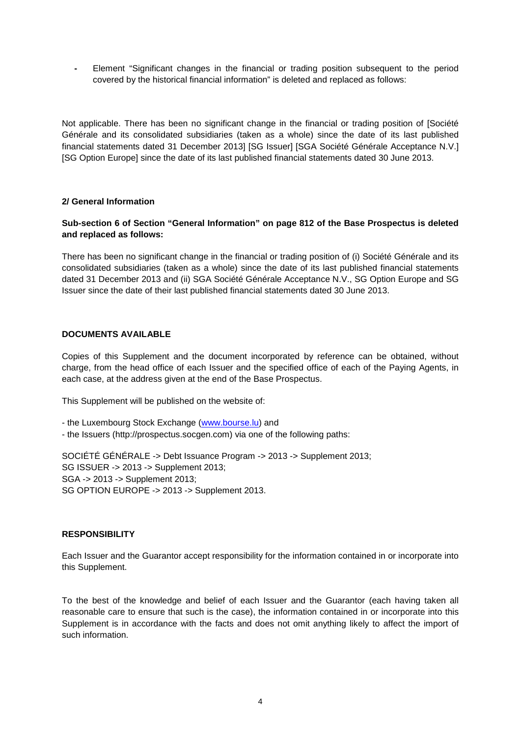- Element "Significant changes in the financial or trading position subsequent to the period covered by the historical financial information" is deleted and replaced as follows:

Not applicable. There has been no significant change in the financial or trading position of [Société Générale and its consolidated subsidiaries (taken as a whole) since the date of its last published financial statements dated 31 December 2013] [SG Issuer] [SGA Société Générale Acceptance N.V.] [SG Option Europe] since the date of its last published financial statements dated 30 June 2013.

**2/ General Information**

**Sub-section 6 of Section "General Information" on page 812 of the Base Prospectus is deleted and replaced as follows:**

There has been no significant change in the financial or trading position of (i) Société Générale and its consolidated subsidiaries (taken as a whole) since the date of its last published financial statements dated 31 December 2013 and (ii) SGA Société Générale Acceptance N.V., SG Option Europe and SG Issuer since the date of their last published financial statements dated 30 June 2013.

**DOCUMENTS AVAILABLE**

Copies of this Supplement and the document incorporated by reference can be obtained, without charge, from the head office of each Issuer and the specified office of each of the Paying Agents, in each case, at the address given at the end of the Base Prospectus.

This Supplement will be published on the website of:

- the Luxembourg Stock Exchange (www.bourse.lu) and
- the Issuers (http://prospectus.socgen.com) via one of the following paths:

SOCIÉTÉ GÉNÉRALE -> Debt Issuance Program -> 2013 -> Supplement 2013;
SG ISSUER -> 2013 -> Supplement 2013;
SGA -> 2013 -> Supplement 2013;
SG OPTION EUROPE -> 2013 -> Supplement 2013.

**RESPONSIBILITY**

Each Issuer and the Guarantor accept responsibility for the information contained in or incorporate into this Supplement.

To the best of the knowledge and belief of each Issuer and the Guarantor (each having taken all reasonable care to ensure that such is the case), the information contained in or incorporate into this Supplement is in accordance with the facts and does not omit anything likely to affect the import of such information.